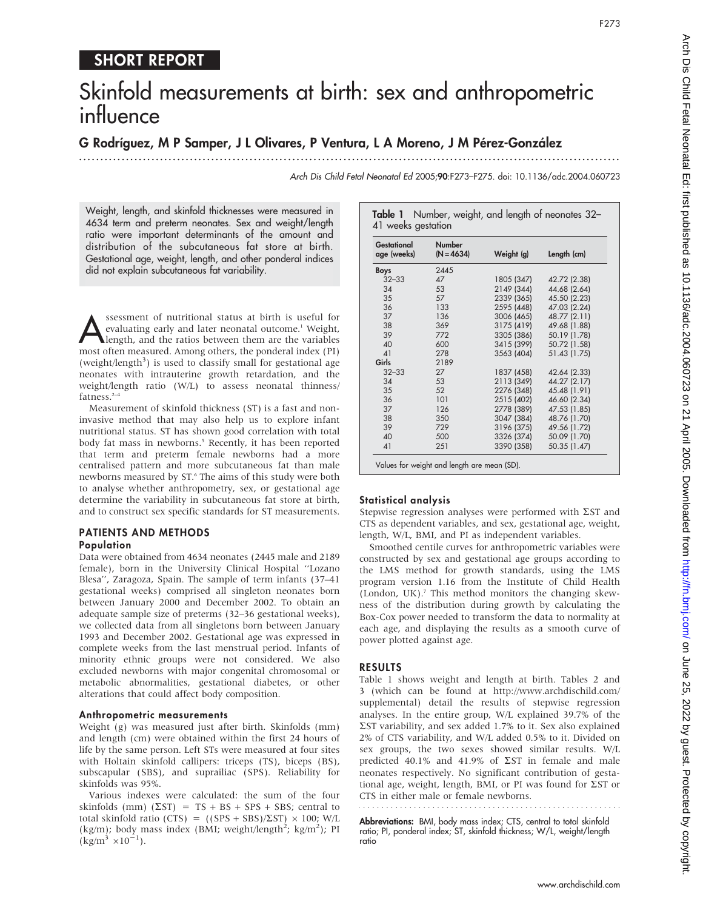SHORT REPORT

# Skinfold measurements at birth: sex and anthropometric influence

**G Rodríguez, M P Samper, J L Olivares, P Ventura, L A Moreno, J M Pérez-González**

Arch Dis Child Fetal Neonatal Ed 2005;90:F273–F275. doi: 10.1136/adc.2004.060723

Weight, length, and skinfold thicknesses were measured in 4634 term and preterm neonates. Sex and weight/length ratio were important determinants of the amount and distribution of the subcutaneous fat store at birth. Gestational age, weight, length, and other ponderal indices did not explain subcutaneous fat variability.

Assessment of nutritional status at birth is useful for evaluating early and later neonatal outcome.[1] Weight, length, and the ratios between them are the variables most often measured. Among others, the ponderal index (PI) (weight/length$^3$) is used to classify small for gestational age neonates with intrauterine growth retardation, and the weight/length ratio (W/L) to assess neonatal thinness/fatness.[2–4]

Measurement of skinfold thickness (ST) is a fast and non-invasive method that may also help us to explore infant nutritional status. ST has shown good correlation with total body fat mass in newborns.[5] Recently, it has been reported that term and preterm female newborns had a more centralised pattern and more subcutaneous fat than male newborns measured by ST.[6] The aims of this study were both to analyse whether anthropometry, sex, or gestational age determine the variability in subcutaneous fat store at birth, and to construct sex specific standards for ST measurements.

## PATIENTS AND METHODS

### Population

Data were obtained from 4634 neonates (2445 male and 2189 female), born in the University Clinical Hospital "Lozano Blesa", Zaragoza, Spain. The sample of term infants (37–41 gestational weeks) comprised all singleton neonates born between January 2000 and December 2002. To obtain an adequate sample size of preterms (32–36 gestational weeks), we collected data from all singletons born between January 1993 and December 2002. Gestational age was expressed in complete weeks from the last menstrual period. Infants of minority ethnic groups were not considered. We also excluded newborns with major congenital chromosomal or metabolic abnormalities, gestational diabetes, or other alterations that could affect body composition.

### Anthropometric measurements

Weight (g) was measured just after birth. Skinfolds (mm) and length (cm) were obtained within the first 24 hours of life by the same person. Left STs were measured at four sites with Holtain skinfold callipers: triceps (TS), biceps (BS), subscapular (SBS), and suprailiac (SPS). Reliability for skinfolds was 95%.

Various indexes were calculated: the sum of the four skinfolds (mm) ($\Sigma$ST) = TS + BS + SPS + SBS; central to total skinfold ratio (CTS) = ((SPS + SBS)/$\Sigma$ST) × 100; W/L (kg/m); body mass index (BMI; weight/length$^2$; kg/m$^2$); PI (kg/m$^3$ ×10$^{-1}$).

**Table 1** Number, weight, and length of neonates 32–41 weeks gestation

| Gestational age (weeks) | Number (N = 4634) | Weight (g) | Length (cm) |
|---|---|---|---|
| **Boys** | 2445 | | |
| 32–33 | 47 | 1805 (347) | 42.72 (2.38) |
| 34 | 53 | 2149 (344) | 44.68 (2.64) |
| 35 | 57 | 2339 (365) | 45.50 (2.23) |
| 36 | 133 | 2595 (448) | 47.03 (2.24) |
| 37 | 136 | 3006 (465) | 48.77 (2.11) |
| 38 | 369 | 3175 (419) | 49.68 (1.88) |
| 39 | 772 | 3305 (386) | 50.19 (1.78) |
| 40 | 600 | 3415 (399) | 50.72 (1.58) |
| 41 | 278 | 3563 (404) | 51.43 (1.75) |
| **Girls** | 2189 | | |
| 32–33 | 27 | 1837 (458) | 42.64 (2.33) |
| 34 | 53 | 2113 (349) | 44.27 (2.17) |
| 35 | 52 | 2276 (348) | 45.48 (1.91) |
| 36 | 101 | 2515 (402) | 46.60 (2.34) |
| 37 | 126 | 2778 (389) | 47.53 (1.85) |
| 38 | 350 | 3047 (384) | 48.76 (1.70) |
| 39 | 729 | 3196 (375) | 49.56 (1.72) |
| 40 | 500 | 3326 (374) | 50.09 (1.70) |
| 41 | 251 | 3390 (358) | 50.35 (1.47) |

Values for weight and length are mean (SD).

### Statistical analysis

Stepwise regression analyses were performed with $\Sigma$ST and CTS as dependent variables, and sex, gestational age, weight, length, W/L, BMI, and PI as independent variables.

Smoothed centile curves for anthropometric variables were constructed by sex and gestational age groups according to the LMS method for growth standards, using the LMS program version 1.16 from the Institute of Child Health (London, UK).[7] This method monitors the changing skewness of the distribution during growth by calculating the Box-Cox power needed to transform the data to normality at each age, and displaying the results as a smooth curve of power plotted against age.

## RESULTS

Table 1 shows weight and length at birth. Tables 2 and 3 (which can be found at http://www.archdischild.com/supplemental) detail the results of stepwise regression analyses. In the entire group, W/L explained 39.7% of the $\Sigma$ST variability, and sex added 1.7% to it. Sex also explained 2% of CTS variability, and W/L added 0.5% to it. Divided on sex groups, the two sexes showed similar results. W/L predicted 40.1% and 41.9% of $\Sigma$ST in female and male neonates respectively. No significant contribution of gestational age, weight, length, BMI, or PI was found for $\Sigma$ST or CTS in either male or female newborns.

**Abbreviations:** BMI, body mass index; CTS, central to total skinfold ratio; PI, ponderal index; ST, skinfold thickness; W/L, weight/length ratio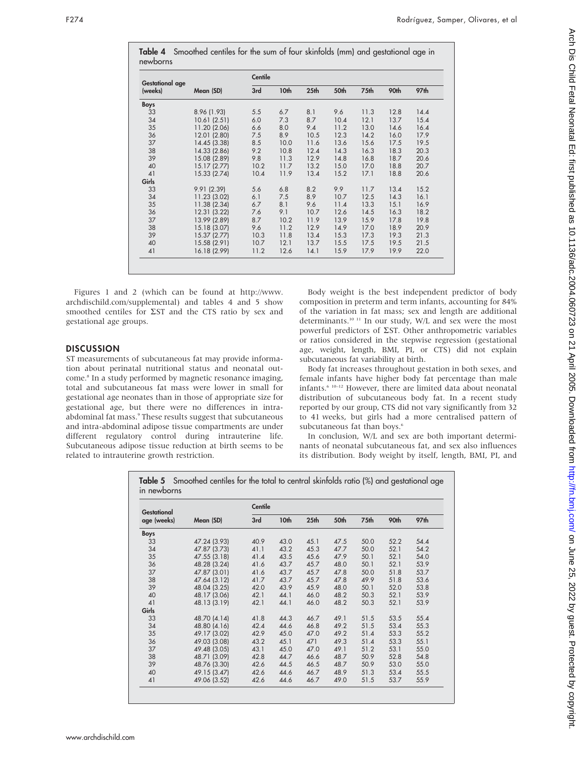**Table 4** Smoothed centiles for the sum of four skinfolds (mm) and gestational age in newborns

| Gestational age (weeks) | Mean (SD) | Centile | | | | | | |
|---|---|---|---|---|---|---|---|---|
| | | 3rd | 10th | 25th | 50th | 75th | 90th | 97th |
| **Boys** | | | | | | | | |
| 33 | 8.96 (1.93) | 5.5 | 6.7 | 8.1 | 9.6 | 11.3 | 12.8 | 14.4 |
| 34 | 10.61 (2.51) | 6.0 | 7.3 | 8.7 | 10.4 | 12.1 | 13.7 | 15.4 |
| 35 | 11.20 (2.06) | 6.6 | 8.0 | 9.4 | 11.2 | 13.0 | 14.6 | 16.4 |
| 36 | 12.01 (2.80) | 7.5 | 8.9 | 10.5 | 12.3 | 14.2 | 16.0 | 17.9 |
| 37 | 14.45 (3.38) | 8.5 | 10.0 | 11.6 | 13.6 | 15.6 | 17.5 | 19.5 |
| 38 | 14.33 (2.86) | 9.2 | 10.8 | 12.4 | 14.3 | 16.3 | 18.3 | 20.3 |
| 39 | 15.08 (2.89) | 9.8 | 11.3 | 12.9 | 14.8 | 16.8 | 18.7 | 20.6 |
| 40 | 15.17 (2.77) | 10.2 | 11.7 | 13.2 | 15.0 | 17.0 | 18.8 | 20.7 |
| 41 | 15.33 (2.74) | 10.4 | 11.9 | 13.4 | 15.2 | 17.1 | 18.8 | 20.6 |
| **Girls** | | | | | | | | |
| 33 | 9.91 (2.39) | 5.6 | 6.8 | 8.2 | 9.9 | 11.7 | 13.4 | 15.2 |
| 34 | 11.23 (3.02) | 6.1 | 7.5 | 8.9 | 10.7 | 12.5 | 14.3 | 16.1 |
| 35 | 11.38 (2.34) | 6.7 | 8.1 | 9.6 | 11.4 | 13.3 | 15.1 | 16.9 |
| 36 | 12.31 (3.22) | 7.6 | 9.1 | 10.7 | 12.6 | 14.5 | 16.3 | 18.2 |
| 37 | 13.99 (2.89) | 8.7 | 10.2 | 11.9 | 13.9 | 15.9 | 17.8 | 19.8 |
| 38 | 15.18 (3.07) | 9.6 | 11.2 | 12.9 | 14.9 | 17.0 | 18.9 | 20.9 |
| 39 | 15.37 (2.77) | 10.3 | 11.8 | 13.4 | 15.3 | 17.3 | 19.3 | 21.3 |
| 40 | 15.58 (2.91) | 10.7 | 12.1 | 13.7 | 15.5 | 17.5 | 19.5 | 21.5 |
| 41 | 16.18 (2.99) | 11.2 | 12.6 | 14.1 | 15.9 | 17.9 | 19.9 | 22.0 |

Figures 1 and 2 (which can be found at http://www.archdischild.com/supplemental) and tables 4 and 5 show smoothed centiles for ΣST and the CTS ratio by sex and gestational age groups.

## DISCUSSION

ST measurements of subcutaneous fat may provide information about perinatal nutritional status and neonatal outcome.[8] In a study performed by magnetic resonance imaging, total and subcutaneous fat mass were lower in small for gestational age neonates than in those of appropriate size for gestational age, but there were no differences in intra-abdominal fat mass.[9] These results suggest that subcutaneous and intra-abdominal adipose tissue compartments are under different regulatory control during intrauterine life. Subcutaneous adipose tissue reduction at birth seems to be related to intrauterine growth restriction.

Body weight is the best independent predictor of body composition in preterm and term infants, accounting for 84% of the variation in fat mass; sex and length are additional determinants.[10 11] In our study, W/L and sex were the most powerful predictors of ΣST. Other anthropometric variables or ratios considered in the stepwise regression (gestational age, weight, length, BMI, PI, or CTS) did not explain subcutaneous fat variability at birth.

Body fat increases throughout gestation in both sexes, and female infants have higher body fat percentage than male infants.[6 10–12] However, there are limited data about neonatal distribution of subcutaneous body fat. In a recent study reported by our group, CTS did not vary significantly from 32 to 41 weeks, but girls had a more centralised pattern of subcutaneous fat than boys.[6]

In conclusion, W/L and sex are both important determinants of neonatal subcutaneous fat, and sex also influences its distribution. Body weight by itself, length, BMI, PI, and

**Table 5** Smoothed centiles for the total to central skinfolds ratio (%) and gestational age in newborns

| Gestational age (weeks) | Mean (SD) | Centile | | | | | | |
|---|---|---|---|---|---|---|---|---|
| | | 3rd | 10th | 25th | 50th | 75th | 90th | 97th |
| **Boys** | | | | | | | | |
| 33 | 47.24 (3.93) | 40.9 | 43.0 | 45.1 | 47.5 | 50.0 | 52.2 | 54.4 |
| 34 | 47.87 (3.73) | 41.1 | 43.2 | 45.3 | 47.7 | 50.0 | 52.1 | 54.2 |
| 35 | 47.55 (3.18) | 41.4 | 43.5 | 45.6 | 47.9 | 50.1 | 52.1 | 54.0 |
| 36 | 48.28 (3.24) | 41.6 | 43.7 | 45.7 | 48.0 | 50.1 | 52.1 | 53.9 |
| 37 | 47.87 (3.01) | 41.6 | 43.7 | 45.7 | 47.8 | 50.0 | 51.8 | 53.7 |
| 38 | 47.64 (3.12) | 41.7 | 43.7 | 45.7 | 47.8 | 49.9 | 51.8 | 53.6 |
| 39 | 48.04 (3.25) | 42.0 | 43.9 | 45.9 | 48.0 | 50.1 | 52.0 | 53.8 |
| 40 | 48.17 (3.06) | 42.1 | 44.1 | 46.0 | 48.2 | 50.3 | 52.1 | 53.9 |
| 41 | 48.13 (3.19) | 42.1 | 44.1 | 46.0 | 48.2 | 50.3 | 52.1 | 53.9 |
| **Girls** | | | | | | | | |
| 33 | 48.70 (4.14) | 41.8 | 44.3 | 46.7 | 49.1 | 51.5 | 53.5 | 55.4 |
| 34 | 48.80 (4.16) | 42.4 | 44.6 | 46.8 | 49.2 | 51.5 | 53.4 | 55.3 |
| 35 | 49.17 (3.02) | 42.9 | 45.0 | 47.0 | 49.2 | 51.4 | 53.3 | 55.2 |
| 36 | 49.03 (3.08) | 43.2 | 45.1 | 471 | 49.3 | 51.4 | 53.3 | 55.1 |
| 37 | 49.48 (3.05) | 43.1 | 45.0 | 47.0 | 49.1 | 51.2 | 53.1 | 55.0 |
| 38 | 48.71 (3.09) | 42.8 | 44.7 | 46.6 | 48.7 | 50.9 | 52.8 | 54.8 |
| 39 | 48.76 (3.30) | 42.6 | 44.5 | 46.5 | 48.7 | 50.9 | 53.0 | 55.0 |
| 40 | 49.15 (3.47) | 42.6 | 44.6 | 46.7 | 48.9 | 51.3 | 53.4 | 55.5 |
| 41 | 49.06 (3.52) | 42.6 | 44.6 | 46.7 | 49.0 | 51.5 | 53.7 | 55.9 |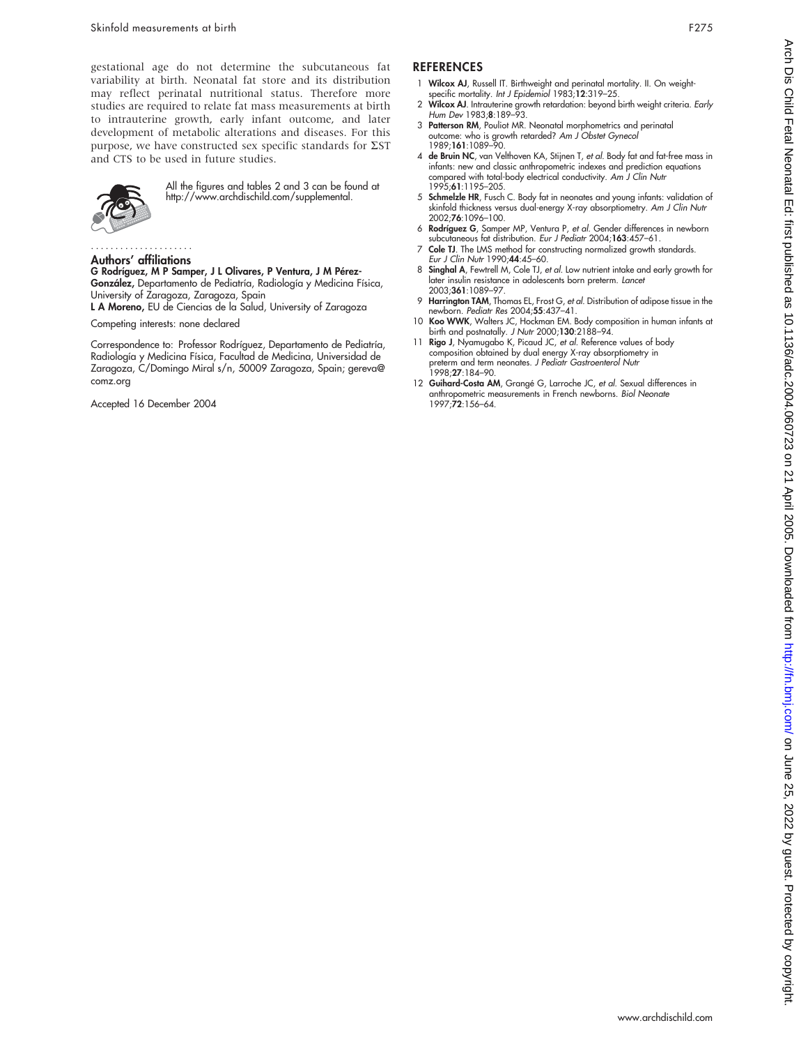gestational age do not determine the subcutaneous fat variability at birth. Neonatal fat store and its distribution may reflect perinatal nutritional status. Therefore more studies are required to relate fat mass measurements at birth to intrauterine growth, early infant outcome, and later development of metabolic alterations and diseases. For this purpose, we have constructed sex specific standards for ΣST and CTS to be used in future studies.

All the figures and tables 2 and 3 can be found at http://www.archdischild.com/supplemental.

## Authors' affiliations

**G Rodríguez, M P Samper, J L Olivares, P Ventura, J M Pérez-González,** Departamento de Pediatría, Radiología y Medicina Física, University of Zaragoza, Zaragoza, Spain

**L A Moreno,** EU de Ciencias de la Salud, University of Zaragoza

Competing interests: none declared

Correspondence to: Professor Rodríguez, Departamento de Pediatría, Radiología y Medicina Física, Facultad de Medicina, Universidad de Zaragoza, C/Domingo Miral s/n, 50009 Zaragoza, Spain; gereva@comz.org

Accepted 16 December 2004

## REFERENCES

1. **Wilcox AJ**, Russell IT. Birthweight and perinatal mortality. II. On weight-specific mortality. *Int J Epidemiol* 1983;**12**:319–25.
2. **Wilcox AJ**. Intrauterine growth retardation: beyond birth weight criteria. *Early Hum Dev* 1983;**8**:189–93.
3. **Patterson RM**, Pouliot MR. Neonatal morphometrics and perinatal outcome: who is growth retarded? *Am J Obstet Gynecol* 1989;**161**:1089–90.
4. **de Bruin NC**, van Velthoven KA, Stijnen T, *et al*. Body fat and fat-free mass in infants: new and classic anthropometric indexes and prediction equations compared with total-body electrical conductivity. *Am J Clin Nutr* 1995;**61**:1195–205.
5. **Schmelzle HR**, Fusch C. Body fat in neonates and young infants: validation of skinfold thickness versus dual-energy X-ray absorptiometry. *Am J Clin Nutr* 2002;**76**:1096–100.
6. **Rodríguez G**, Samper MP, Ventura P, *et al*. Gender differences in newborn subcutaneous fat distribution. *Eur J Pediatr* 2004;**163**:457–61.
7. **Cole TJ**. The LMS method for constructing normalized growth standards. *Eur J Clin Nutr* 1990;**44**:45–60.
8. **Singhal A**, Fewtrell M, Cole TJ, *et al*. Low nutrient intake and early growth for later insulin resistance in adolescents born preterm. *Lancet* 2003;**361**:1089–97.
9. **Harrington TAM**, Thomas EL, Frost G, *et al*. Distribution of adipose tissue in the newborn. *Pediatr Res* 2004;**55**:437–41.
10. **Koo WWK**, Walters JC, Hockman EM. Body composition in human infants at birth and postnatally. *J Nutr* 2000;**130**:2188–94.
11. **Rigo J**, Nyamugabo K, Picaud JC, *et al*. Reference values of body composition obtained by dual energy X-ray absorptiometry in preterm and term neonates. *J Pediatr Gastroenterol Nutr* 1998;**27**:184–90.
12. **Guihard-Costa AM**, Grangé G, Larroche JC, *et al*. Sexual differences in anthropometric measurements in French newborns. *Biol Neonate* 1997;**72**:156–64.